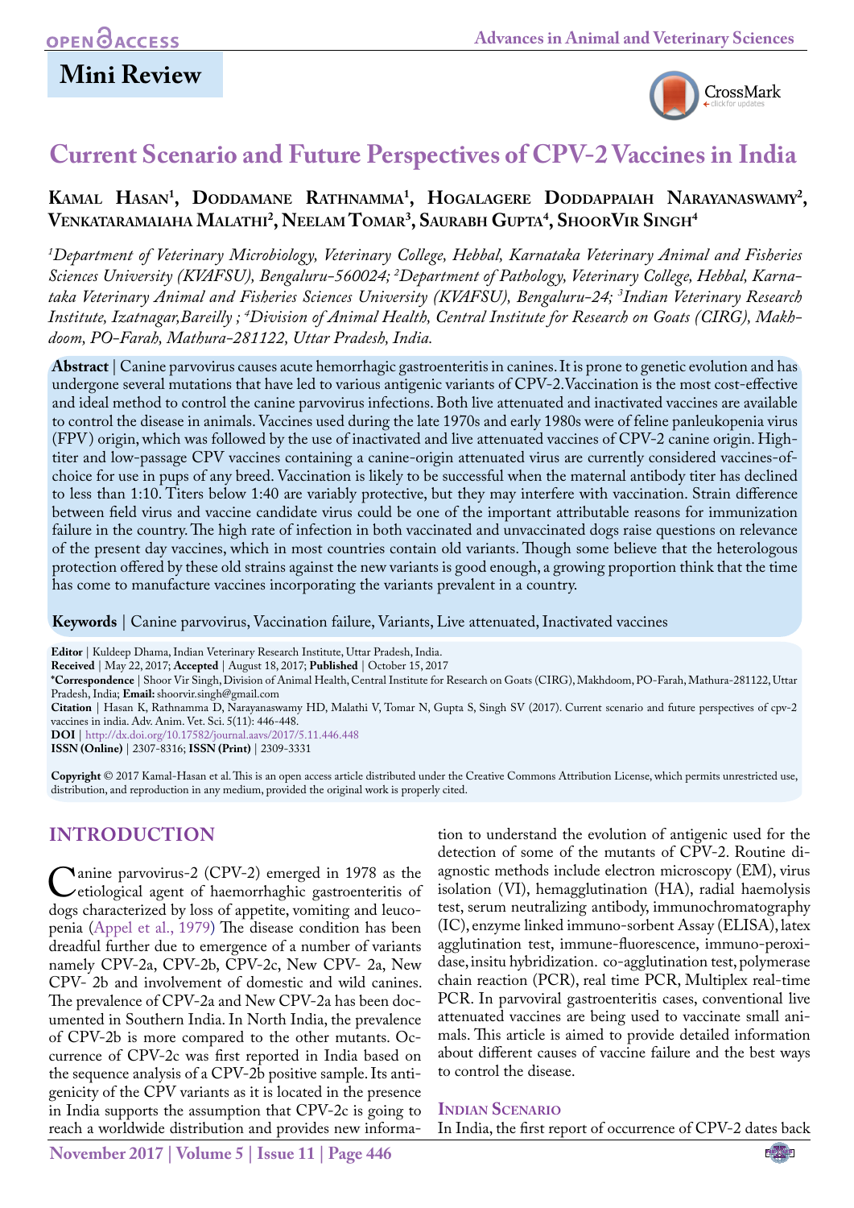Mini Review

# Current Scenario and Future Perspectives of CPV-2 Vaccines in India

**Kamal Hasan[1], Doddamane Rathnamma[1], Hogalagere Doddappaiah Narayanaswamy[2], Venkataramaiaha Malathi[2], Neelam Tomar[3], Saurabh Gupta[4], ShoorVir Singh[4]**

*[1]Department of Veterinary Microbiology, Veterinary College, Hebbal, Karnataka Veterinary Animal and Fisheries Sciences University (KVAFSU), Bengaluru-560024; [2]Department of Pathology, Veterinary College, Hebbal, Karnataka Veterinary Animal and Fisheries Sciences University (KVAFSU), Bengaluru-24; [3]Indian Veterinary Research Institute, Izatnagar,Bareilly ; [4]Division of Animal Health, Central Institute for Research on Goats (CIRG), Makhdoom, PO-Farah, Mathura-281122, Uttar Pradesh, India.*

**Abstract** | Canine parvovirus causes acute hemorrhagic gastroenteritis in canines. It is prone to genetic evolution and has undergone several mutations that have led to various antigenic variants of CPV-2. Vaccination is the most cost-effective and ideal method to control the canine parvovirus infections. Both live attenuated and inactivated vaccines are available to control the disease in animals. Vaccines used during the late 1970s and early 1980s were of feline panleukopenia virus (FPV) origin, which was followed by the use of inactivated and live attenuated vaccines of CPV-2 canine origin. High-titer and low-passage CPV vaccines containing a canine-origin attenuated virus are currently considered vaccines-of-choice for use in pups of any breed. Vaccination is likely to be successful when the maternal antibody titer has declined to less than 1:10. Titers below 1:40 are variably protective, but they may interfere with vaccination. Strain difference between field virus and vaccine candidate virus could be one of the important attributable reasons for immunization failure in the country. The high rate of infection in both vaccinated and unvaccinated dogs raise questions on relevance of the present day vaccines, which in most countries contain old variants. Though some believe that the heterologous protection offered by these old strains against the new variants is good enough, a growing proportion think that the time has come to manufacture vaccines incorporating the variants prevalent in a country.

**Keywords** | Canine parvovirus, Vaccination failure, Variants, Live attenuated, Inactivated vaccines

**Editor** | Kuldeep Dhama, Indian Veterinary Research Institute, Uttar Pradesh, India.
**Received** | May 22, 2017; **Accepted** | August 18, 2017; **Published** | October 15, 2017
**\*Correspondence** | Shoor Vir Singh, Division of Animal Health, Central Institute for Research on Goats (CIRG), Makhdoom, PO-Farah, Mathura-281122, Uttar Pradesh, India; **Email:** shoorvir.singh@gmail.com
**Citation** | Hasan K, Rathnamma D, Narayanaswamy HD, Malathi V, Tomar N, Gupta S, Singh SV (2017). Current scenario and future perspectives of cpv-2 vaccines in india. Adv. Anim. Vet. Sci. 5(11): 446-448.
**DOI** | http://dx.doi.org/10.17582/journal.aavs/2017/5.11.446.448
**ISSN (Online)** | 2307-8316; **ISSN (Print)** | 2309-3331

**Copyright** © 2017 Kamal-Hasan et al. This is an open access article distributed under the Creative Commons Attribution License, which permits unrestricted use, distribution, and reproduction in any medium, provided the original work is properly cited.

## INTRODUCTION

Canine parvovirus-2 (CPV-2) emerged in 1978 as the etiological agent of haemorrhagic gastroenteritis of dogs characterized by loss of appetite, vomiting and leucopenia (Appel et al., 1979) The disease condition has been dreadful further due to emergence of a number of variants namely CPV-2a, CPV-2b, CPV-2c, New CPV- 2a, New CPV- 2b and involvement of domestic and wild canines. The prevalence of CPV-2a and New CPV-2a has been documented in Southern India. In North India, the prevalence of CPV-2b is more compared to the other mutants. Occurrence of CPV-2c was first reported in India based on the sequence analysis of a CPV-2b positive sample. Its antigenicity of the CPV variants as it is located in the presence in India supports the assumption that CPV-2c is going to reach a worldwide distribution and provides new information to understand the evolution of antigenic used for the detection of some of the mutants of CPV-2. Routine diagnostic methods include electron microscopy (EM), virus isolation (VI), hemagglutination (HA), radial haemolysis test, serum neutralizing antibody, immunochromatography (IC), enzyme linked immuno-sorbent Assay (ELISA), latex agglutination test, immune-fluorescence, immuno-peroxidase, insitu hybridization. co-agglutination test, polymerase chain reaction (PCR), real time PCR, Multiplex real-time PCR. In parvoviral gastroenteritis cases, conventional live attenuated vaccines are being used to vaccinate small animals. This article is aimed to provide detailed information about different causes of vaccine failure and the best ways to control the disease.

### Indian Scenario

In India, the first report of occurrence of CPV-2 dates back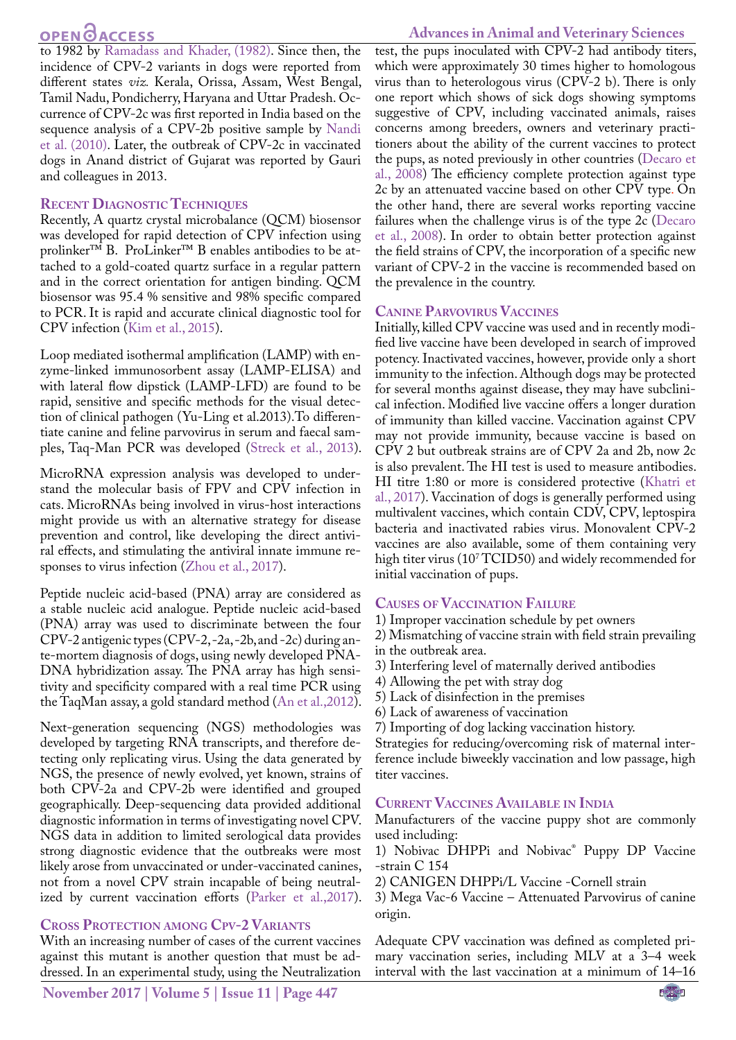to 1982 by Ramadass and Khader, (1982). Since then, the incidence of CPV-2 variants in dogs were reported from different states *viz.* Kerala, Orissa, Assam, West Bengal, Tamil Nadu, Pondicherry, Haryana and Uttar Pradesh. Occurrence of CPV-2c was first reported in India based on the sequence analysis of a CPV-2b positive sample by Nandi et al. (2010). Later, the outbreak of CPV-2c in vaccinated dogs in Anand district of Gujarat was reported by Gauri and colleagues in 2013.

## Recent Diagnostic Techniques

Recently, A quartz crystal microbalance (QCM) biosensor was developed for rapid detection of CPV infection using prolinker™ B. ProLinker™ B enables antibodies to be attached to a gold-coated quartz surface in a regular pattern and in the correct orientation for antigen binding. QCM biosensor was 95.4 % sensitive and 98% specific compared to PCR. It is rapid and accurate clinical diagnostic tool for CPV infection (Kim et al., 2015).

Loop mediated isothermal amplification (LAMP) with enzyme-linked immunosorbent assay (LAMP-ELISA) and with lateral flow dipstick (LAMP-LFD) are found to be rapid, sensitive and specific methods for the visual detection of clinical pathogen (Yu-Ling et al.2013).To differentiate canine and feline parvovirus in serum and faecal samples, Taq-Man PCR was developed (Streck et al., 2013).

MicroRNA expression analysis was developed to understand the molecular basis of FPV and CPV infection in cats. MicroRNAs being involved in virus-host interactions might provide us with an alternative strategy for disease prevention and control, like developing the direct antiviral effects, and stimulating the antiviral innate immune responses to virus infection (Zhou et al., 2017).

Peptide nucleic acid-based (PNA) array are considered as a stable nucleic acid analogue. Peptide nucleic acid-based (PNA) array was used to discriminate between the four CPV-2 antigenic types (CPV-2, -2a, -2b, and -2c) during ante-mortem diagnosis of dogs, using newly developed PNA-DNA hybridization assay. The PNA array has high sensitivity and specificity compared with a real time PCR using the TaqMan assay, a gold standard method (An et al.,2012).

Next-generation sequencing (NGS) methodologies was developed by targeting RNA transcripts, and therefore detecting only replicating virus. Using the data generated by NGS, the presence of newly evolved, yet known, strains of both CPV-2a and CPV-2b were identified and grouped geographically. Deep-sequencing data provided additional diagnostic information in terms of investigating novel CPV. NGS data in addition to limited serological data provides strong diagnostic evidence that the outbreaks were most likely arose from unvaccinated or under-vaccinated canines, not from a novel CPV strain incapable of being neutralized by current vaccination efforts (Parker et al.,2017).

## Cross Protection among Cpv-2 Variants

With an increasing number of cases of the current vaccines against this mutant is another question that must be addressed. In an experimental study, using the Neutralization test, the pups inoculated with CPV-2 had antibody titers, which were approximately 30 times higher to homologous virus than to heterologous virus (CPV-2 b). There is only one report which shows of sick dogs showing symptoms suggestive of CPV, including vaccinated animals, raises concerns among breeders, owners and veterinary practitioners about the ability of the current vaccines to protect the pups, as noted previously in other countries (Decaro et al., 2008) The efficiency complete protection against type 2c by an attenuated vaccine based on other CPV type. On the other hand, there are several works reporting vaccine failures when the challenge virus is of the type 2c (Decaro et al., 2008). In order to obtain better protection against the field strains of CPV, the incorporation of a specific new variant of CPV-2 in the vaccine is recommended based on the prevalence in the country.

## Canine Parvovirus Vaccines

Initially, killed CPV vaccine was used and in recently modified live vaccine have been developed in search of improved potency. Inactivated vaccines, however, provide only a short immunity to the infection. Although dogs may be protected for several months against disease, they may have subclinical infection. Modified live vaccine offers a longer duration of immunity than killed vaccine. Vaccination against CPV may not provide immunity, because vaccine is based on CPV 2 but outbreak strains are of CPV 2a and 2b, now 2c is also prevalent. The HI test is used to measure antibodies. HI titre 1:80 or more is considered protective (Khatri et al., 2017). Vaccination of dogs is generally performed using multivalent vaccines, which contain CDV, CPV, leptospira bacteria and inactivated rabies virus. Monovalent CPV-2 vaccines are also available, some of them containing very high titer virus ($10^7$ TCID50) and widely recommended for initial vaccination of pups.

## Causes of Vaccination Failure

1) Improper vaccination schedule by pet owners
2) Mismatching of vaccine strain with field strain prevailing in the outbreak area.
3) Interfering level of maternally derived antibodies
4) Allowing the pet with stray dog
5) Lack of disinfection in the premises
6) Lack of awareness of vaccination
7) Importing of dog lacking vaccination history.

Strategies for reducing/overcoming risk of maternal interference include biweekly vaccination and low passage, high titer vaccines.

## Current Vaccines Available in India

Manufacturers of the vaccine puppy shot are commonly used including:

1) Nobivac DHPPi and Nobivac® Puppy DP Vaccine -strain C 154
2) CANIGEN DHPPi/L Vaccine -Cornell strain
3) Mega Vac-6 Vaccine – Attenuated Parvovirus of canine origin.

Adequate CPV vaccination was defined as completed primary vaccination series, including MLV at a 3–4 week interval with the last vaccination at a minimum of 14–16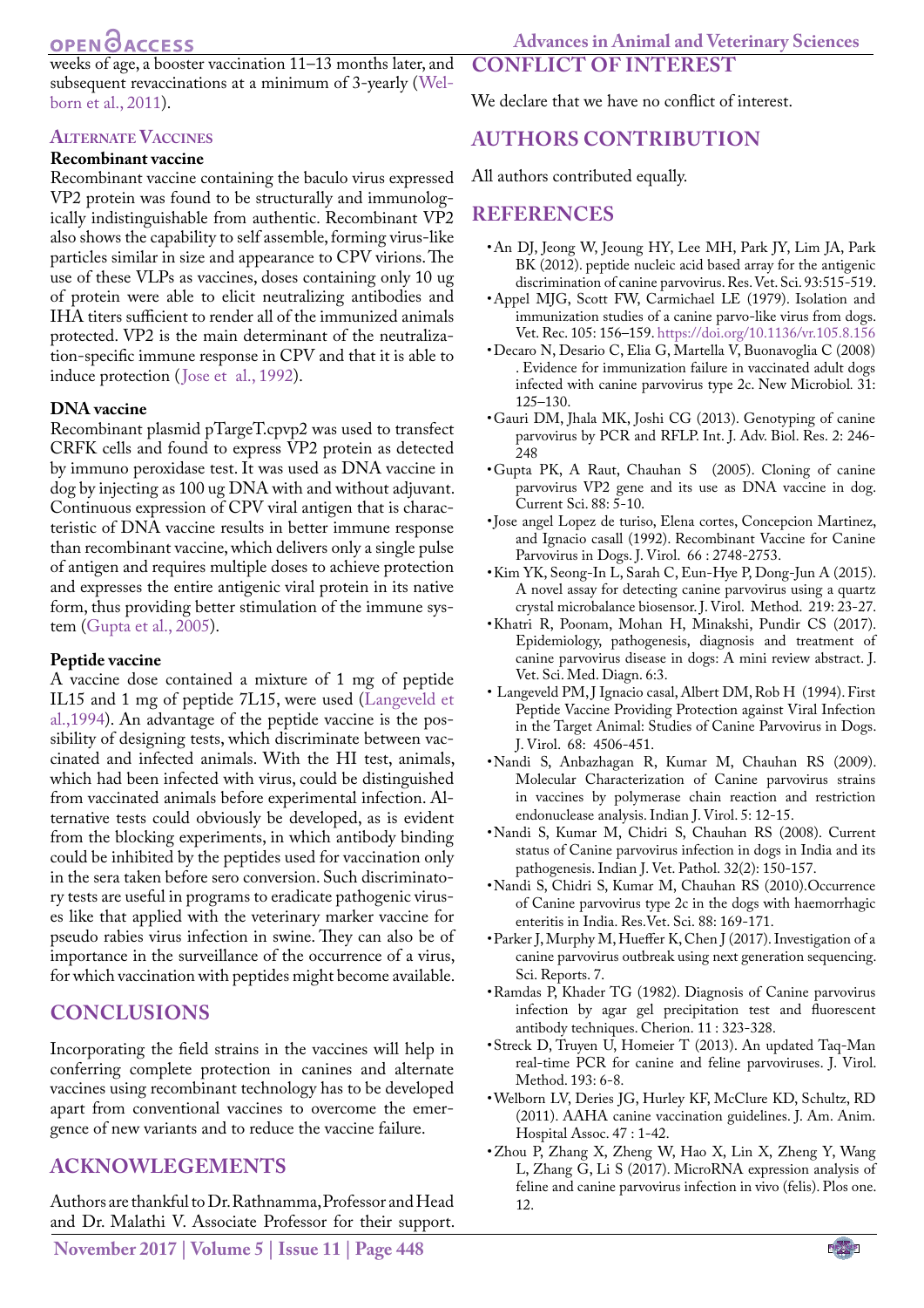weeks of age, a booster vaccination 11–13 months later, and subsequent revaccinations at a minimum of 3-yearly (Welborn et al., 2011).

### Alternate Vaccines

#### Recombinant vaccine

Recombinant vaccine containing the baculo virus expressed VP2 protein was found to be structurally and immunologically indistinguishable from authentic. Recombinant VP2 also shows the capability to self assemble, forming virus-like particles similar in size and appearance to CPV virions. The use of these VLPs as vaccines, doses containing only 10 ug of protein were able to elicit neutralizing antibodies and IHA titers sufficient to render all of the immunized animals protected. VP2 is the main determinant of the neutralization-specific immune response in CPV and that it is able to induce protection (Jose et al., 1992).

#### DNA vaccine

Recombinant plasmid pTargeT.cpvp2 was used to transfect CRFK cells and found to express VP2 protein as detected by immuno peroxidase test. It was used as DNA vaccine in dog by injecting as 100 ug DNA with and without adjuvant. Continuous expression of CPV viral antigen that is characteristic of DNA vaccine results in better immune response than recombinant vaccine, which delivers only a single pulse of antigen and requires multiple doses to achieve protection and expresses the entire antigenic viral protein in its native form, thus providing better stimulation of the immune system (Gupta et al., 2005).

#### Peptide vaccine

A vaccine dose contained a mixture of 1 mg of peptide IL15 and 1 mg of peptide 7L15, were used (Langeveld et al.,1994). An advantage of the peptide vaccine is the possibility of designing tests, which discriminate between vaccinated and infected animals. With the HI test, animals, which had been infected with virus, could be distinguished from vaccinated animals before experimental infection. Alternative tests could obviously be developed, as is evident from the blocking experiments, in which antibody binding could be inhibited by the peptides used for vaccination only in the sera taken before sero conversion. Such discriminatory tests are useful in programs to eradicate pathogenic viruses like that applied with the veterinary marker vaccine for pseudo rabies virus infection in swine. They can also be of importance in the surveillance of the occurrence of a virus, for which vaccination with peptides might become available.

## CONCLUSIONS

Incorporating the field strains in the vaccines will help in conferring complete protection in canines and alternate vaccines using recombinant technology has to be developed apart from conventional vaccines to overcome the emergence of new variants and to reduce the vaccine failure.

## ACKNOWLEGEMENTS

Authors are thankful to Dr. Rathnamma, Professor and Head and Dr. Malathi V. Associate Professor for their support.

## CONFLICT OF INTEREST

We declare that we have no conflict of interest.

## AUTHORS CONTRIBUTION

All authors contributed equally.

## REFERENCES

- An DJ, Jeong W, Jeoung HY, Lee MH, Park JY, Lim JA, Park BK (2012). peptide nucleic acid based array for the antigenic discrimination of canine parvovirus. Res. Vet. Sci. 93:515-519.
- Appel MJG, Scott FW, Carmichael LE (1979). Isolation and immunization studies of a canine parvo-like virus from dogs. Vet. Rec. 105: 156–159. https://doi.org/10.1136/vr.105.8.156
- Decaro N, Desario C, Elia G, Martella V, Buonavoglia C (2008) . Evidence for immunization failure in vaccinated adult dogs infected with canine parvovirus type 2c. New Microbiol. 31: 125–130.
- Gauri DM, Jhala MK, Joshi CG (2013). Genotyping of canine parvovirus by PCR and RFLP. Int. J. Adv. Biol. Res. 2: 246-248
- Gupta PK, A Raut, Chauhan S (2005). Cloning of canine parvovirus VP2 gene and its use as DNA vaccine in dog. Current Sci. 88: 5-10.
- Jose angel Lopez de turiso, Elena cortes, Concepcion Martinez, and Ignacio casall (1992). Recombinant Vaccine for Canine Parvovirus in Dogs. J. Virol. 66 : 2748-2753.
- Kim YK, Seong-In L, Sarah C, Eun-Hye P, Dong-Jun A (2015). A novel assay for detecting canine parvovirus using a quartz crystal microbalance biosensor. J. Virol. Method. 219: 23-27.
- Khatri R, Poonam, Mohan H, Minakshi, Pundir CS (2017). Epidemiology, pathogenesis, diagnosis and treatment of canine parvovirus disease in dogs: A mini review abstract. J. Vet. Sci. Med. Diagn. 6:3.
- Langeveld PM, J Ignacio casal, Albert DM, Rob H (1994). First Peptide Vaccine Providing Protection against Viral Infection in the Target Animal: Studies of Canine Parvovirus in Dogs. J. Virol. 68: 4506-451.
- Nandi S, Anbazhagan R, Kumar M, Chauhan RS (2009). Molecular Characterization of Canine parvovirus strains in vaccines by polymerase chain reaction and restriction endonuclease analysis. Indian J. Virol. 5: 12-15.
- Nandi S, Kumar M, Chidri S, Chauhan RS (2008). Current status of Canine parvovirus infection in dogs in India and its pathogenesis. Indian J. Vet. Pathol. 32(2): 150-157.
- Nandi S, Chidri S, Kumar M, Chauhan RS (2010).Occurrence of Canine parvovirus type 2c in the dogs with haemorrhagic enteritis in India. Res.Vet. Sci. 88: 169-171.
- Parker J, Murphy M, Hueffer K, Chen J (2017). Investigation of a canine parvovirus outbreak using next generation sequencing. Sci. Reports. 7.
- Ramdas P, Khader TG (1982). Diagnosis of Canine parvovirus infection by agar gel precipitation test and fluorescent antibody techniques. Cherion. 11 : 323-328.
- Streck D, Truyen U, Homeier T (2013). An updated Taq-Man real-time PCR for canine and feline parvoviruses. J. Virol. Method. 193: 6-8.
- Welborn LV, Deries JG, Hurley KF, McClure KD, Schultz, RD (2011). AAHA canine vaccination guidelines. J. Am. Anim. Hospital Assoc. 47 : 1-42.
- Zhou P, Zhang X, Zheng W, Hao X, Lin X, Zheng Y, Wang L, Zhang G, Li S (2017). MicroRNA expression analysis of feline and canine parvovirus infection in vivo (felis). Plos one. 12.